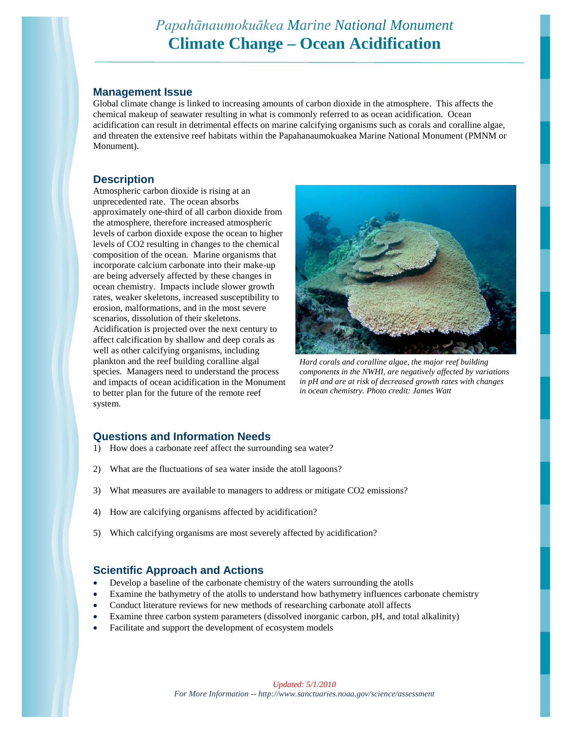# *Papahānaumokuākea Marine National Monument*
# Climate Change – Ocean Acidification

## Management Issue

Global climate change is linked to increasing amounts of carbon dioxide in the atmosphere. This affects the chemical makeup of seawater resulting in what is commonly referred to as ocean acidification. Ocean acidification can result in detrimental effects on marine calcifying organisms such as corals and coralline algae, and threaten the extensive reef habitats within the Papahanaumokuakea Marine National Monument (PMNM or Monument).

## Description

Atmospheric carbon dioxide is rising at an unprecedented rate. The ocean absorbs approximately one-third of all carbon dioxide from the atmosphere, therefore increased atmospheric levels of carbon dioxide expose the ocean to higher levels of $CO_2$ resulting in changes to the chemical composition of the ocean. Marine organisms that incorporate calcium carbonate into their make-up are being adversely affected by these changes in ocean chemistry. Impacts include slower growth rates, weaker skeletons, increased susceptibility to erosion, malformations, and in the most severe scenarios, dissolution of their skeletons. Acidification is projected over the next century to affect calcification by shallow and deep corals as well as other calcifying organisms, including plankton and the reef building coralline algal species. Managers need to understand the process and impacts of ocean acidification in the Monument to better plan for the future of the remote reef system.

*Hard corals and coralline algae, the major reef building components in the NWHI, are negatively affected by variations in pH and are at risk of decreased growth rates with changes in ocean chemistry. Photo credit: James Watt*

## Questions and Information Needs

1) How does a carbonate reef affect the surrounding sea water?
2) What are the fluctuations of sea water inside the atoll lagoons?
3) What measures are available to managers to address or mitigate $CO_2$ emissions?
4) How are calcifying organisms affected by acidification?
5) Which calcifying organisms are most severely affected by acidification?

## Scientific Approach and Actions

- Develop a baseline of the carbonate chemistry of the waters surrounding the atolls
- Examine the bathymetry of the atolls to understand how bathymetry influences carbonate chemistry
- Conduct literature reviews for new methods of researching carbonate atoll affects
- Examine three carbon system parameters (dissolved inorganic carbon, pH, and total alkalinity)
- Facilitate and support the development of ecosystem models

*Updated: 5/1/2010*

*For More Information -- http://www.sanctuaries.noaa.gov/science/assessment*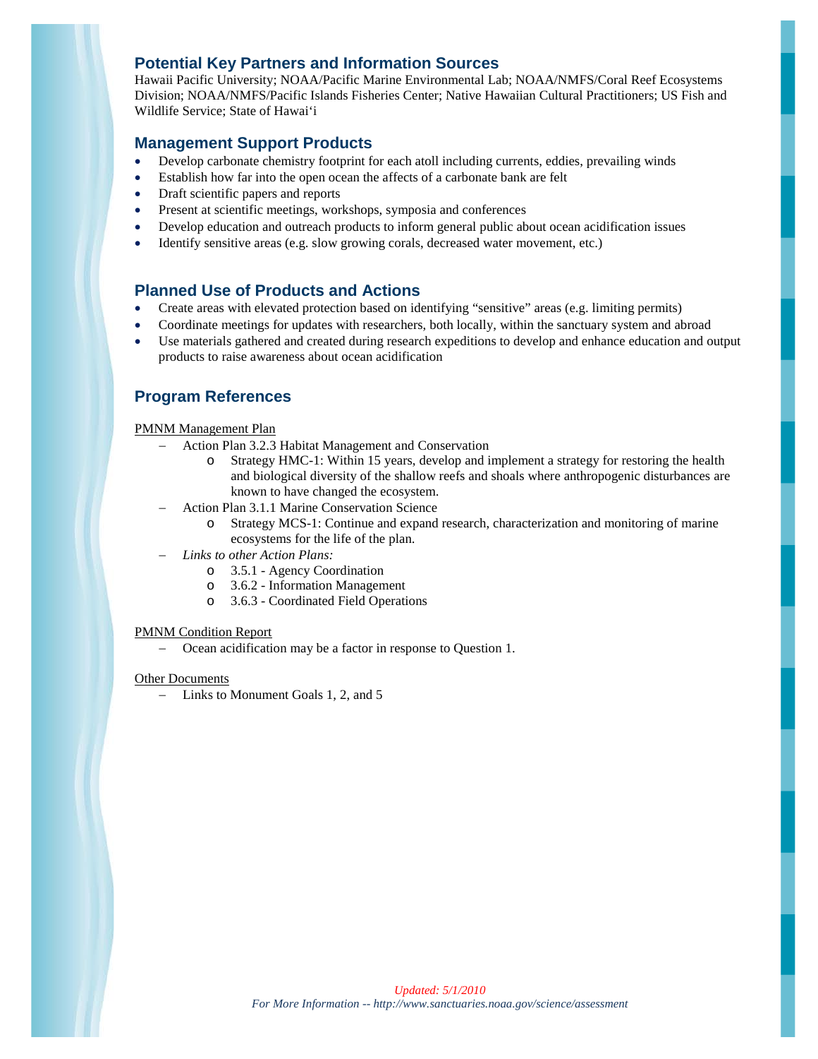## Potential Key Partners and Information Sources

Hawaii Pacific University; NOAA/Pacific Marine Environmental Lab; NOAA/NMFS/Coral Reef Ecosystems Division; NOAA/NMFS/Pacific Islands Fisheries Center; Native Hawaiian Cultural Practitioners; US Fish and Wildlife Service; State of Hawai‘i

## Management Support Products

- Develop carbonate chemistry footprint for each atoll including currents, eddies, prevailing winds
- Establish how far into the open ocean the affects of a carbonate bank are felt
- Draft scientific papers and reports
- Present at scientific meetings, workshops, symposia and conferences
- Develop education and outreach products to inform general public about ocean acidification issues
- Identify sensitive areas (e.g. slow growing corals, decreased water movement, etc.)

## Planned Use of Products and Actions

- Create areas with elevated protection based on identifying “sensitive” areas (e.g. limiting permits)
- Coordinate meetings for updates with researchers, both locally, within the sanctuary system and abroad
- Use materials gathered and created during research expeditions to develop and enhance education and output products to raise awareness about ocean acidification

## Program References

PMNM Management Plan

- Action Plan 3.2.3 Habitat Management and Conservation
  - Strategy HMC-1: Within 15 years, develop and implement a strategy for restoring the health and biological diversity of the shallow reefs and shoals where anthropogenic disturbances are known to have changed the ecosystem.
- Action Plan 3.1.1 Marine Conservation Science
  - Strategy MCS-1: Continue and expand research, characterization and monitoring of marine ecosystems for the life of the plan.
- *Links to other Action Plans:*
  - 3.5.1 - Agency Coordination
  - 3.6.2 - Information Management
  - 3.6.3 - Coordinated Field Operations

PMNM Condition Report

- Ocean acidification may be a factor in response to Question 1.

Other Documents

- Links to Monument Goals 1, 2, and 5

*Updated: 5/1/2010*

*For More Information -- http://www.sanctuaries.noaa.gov/science/assessment*